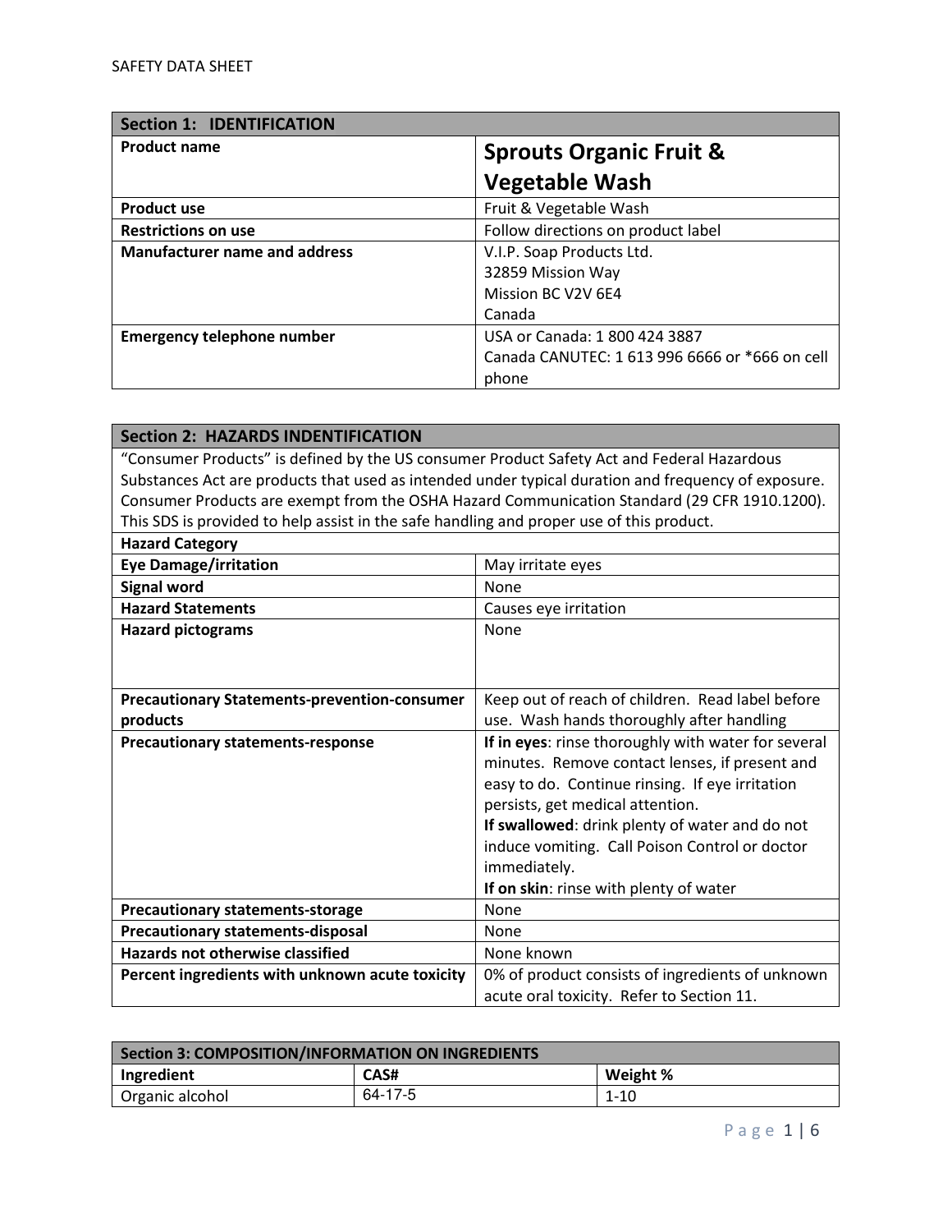SAFETY DATA SHEET

| Section 1: IDENTIFICATION | |
|---|---|
| **Product name** | **Sprouts Organic Fruit & Vegetable Wash** |
| **Product use** | Fruit & Vegetable Wash |
| **Restrictions on use** | Follow directions on product label |
| **Manufacturer name and address** | V.I.P. Soap Products Ltd.<br>32859 Mission Way<br>Mission BC V2V 6E4<br>Canada |
| **Emergency telephone number** | USA or Canada: 1 800 424 3887<br>Canada CANUTEC: 1 613 996 6666 or *666 on cell phone |

| Section 2: HAZARDS INDENTIFICATION | |
|---|---|
| "Consumer Products" is defined by the US consumer Product Safety Act and Federal Hazardous Substances Act are products that used as intended under typical duration and frequency of exposure. Consumer Products are exempt from the OSHA Hazard Communication Standard (29 CFR 1910.1200). This SDS is provided to help assist in the safe handling and proper use of this product. | |
| **Hazard Category** | |
| **Eye Damage/irritation** | May irritate eyes |
| **Signal word** | None |
| **Hazard Statements** | Causes eye irritation |
| **Hazard pictograms** | None |
| **Precautionary Statements-prevention-consumer products** | Keep out of reach of children. Read label before use. Wash hands thoroughly after handling |
| **Precautionary statements-response** | **If in eyes**: rinse thoroughly with water for several minutes. Remove contact lenses, if present and easy to do. Continue rinsing. If eye irritation persists, get medical attention.<br>**If swallowed**: drink plenty of water and do not induce vomiting. Call Poison Control or doctor immediately.<br>**If on skin**: rinse with plenty of water |
| **Precautionary statements-storage** | None |
| **Precautionary statements-disposal** | None |
| **Hazards not otherwise classified** | None known |
| **Percent ingredients with unknown acute toxicity** | 0% of product consists of ingredients of unknown acute oral toxicity. Refer to Section 11. |

| Section 3: COMPOSITION/INFORMATION ON INGREDIENTS | | |
|---|---|---|
| **Ingredient** | **CAS#** | **Weight %** |
| Organic alcohol | 64-17-5 | 1-10 |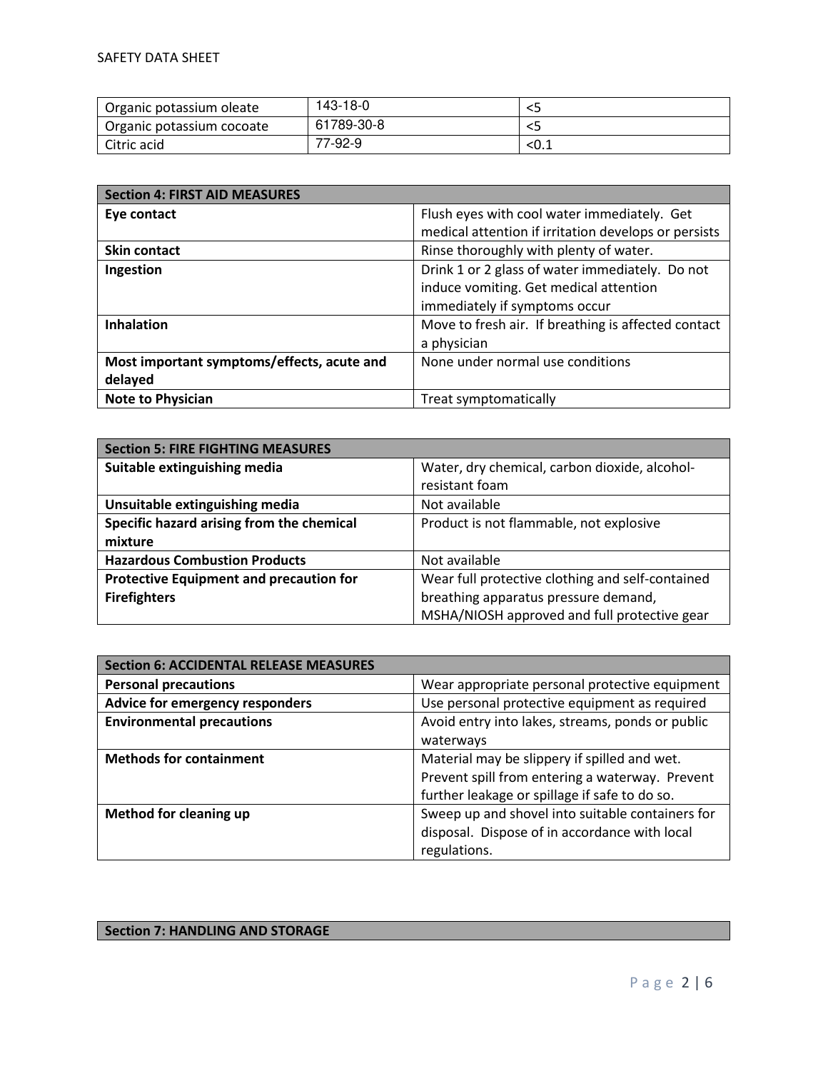| Organic potassium oleate | 143-18-0 | <5 |
|---|---|---|
| Organic potassium cocoate | 61789-30-8 | <5 |
| Citric acid | 77-92-9 | <0.1 |

| Section 4: FIRST AID MEASURES | |
|---|---|
| **Eye contact** | Flush eyes with cool water immediately. Get medical attention if irritation develops or persists |
| **Skin contact** | Rinse thoroughly with plenty of water. |
| **Ingestion** | Drink 1 or 2 glass of water immediately. Do not induce vomiting. Get medical attention immediately if symptoms occur |
| **Inhalation** | Move to fresh air. If breathing is affected contact a physician |
| **Most important symptoms/effects, acute and delayed** | None under normal use conditions |
| **Note to Physician** | Treat symptomatically |

| Section 5: FIRE FIGHTING MEASURES | |
|---|---|
| **Suitable extinguishing media** | Water, dry chemical, carbon dioxide, alcohol-resistant foam |
| **Unsuitable extinguishing media** | Not available |
| **Specific hazard arising from the chemical mixture** | Product is not flammable, not explosive |
| **Hazardous Combustion Products** | Not available |
| **Protective Equipment and precaution for Firefighters** | Wear full protective clothing and self-contained breathing apparatus pressure demand, MSHA/NIOSH approved and full protective gear |

| Section 6: ACCIDENTAL RELEASE MEASURES | |
|---|---|
| **Personal precautions** | Wear appropriate personal protective equipment |
| **Advice for emergency responders** | Use personal protective equipment as required |
| **Environmental precautions** | Avoid entry into lakes, streams, ponds or public waterways |
| **Methods for containment** | Material may be slippery if spilled and wet. Prevent spill from entering a waterway. Prevent further leakage or spillage if safe to do so. |
| **Method for cleaning up** | Sweep up and shovel into suitable containers for disposal. Dispose of in accordance with local regulations. |

| Section 7: HANDLING AND STORAGE |
|---|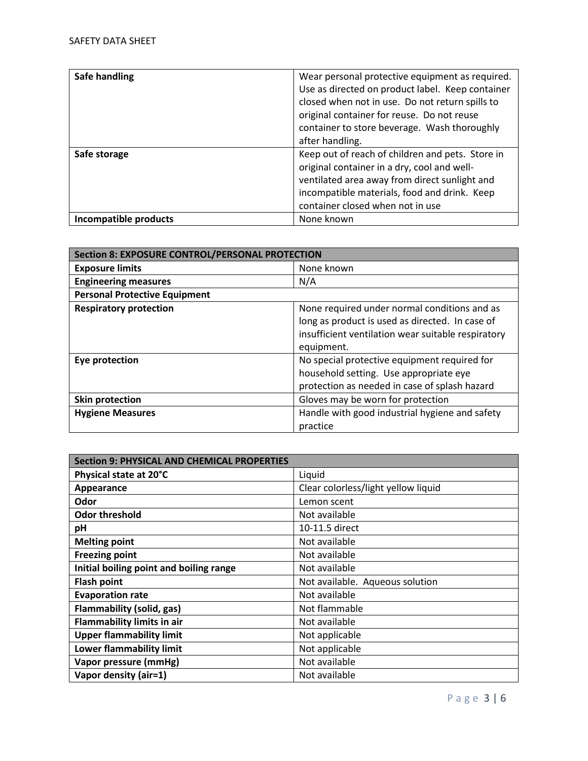| Safe handling | Wear personal protective equipment as required. Use as directed on product label. Keep container closed when not in use. Do not return spills to original container for reuse. Do not reuse container to store beverage. Wash thoroughly after handling. |
|---|---|
| **Safe storage** | Keep out of reach of children and pets. Store in original container in a dry, cool and well-ventilated area away from direct sunlight and incompatible materials, food and drink. Keep container closed when not in use |
| **Incompatible products** | None known |

| Section 8: EXPOSURE CONTROL/PERSONAL PROTECTION | |
|---|---|
| **Exposure limits** | None known |
| **Engineering measures** | N/A |
| **Personal Protective Equipment** | |
| **Respiratory protection** | None required under normal conditions and as long as product is used as directed. In case of insufficient ventilation wear suitable respiratory equipment. |
| **Eye protection** | No special protective equipment required for household setting. Use appropriate eye protection as needed in case of splash hazard |
| **Skin protection** | Gloves may be worn for protection |
| **Hygiene Measures** | Handle with good industrial hygiene and safety practice |

| Section 9: PHYSICAL AND CHEMICAL PROPERTIES | |
|---|---|
| **Physical state at 20°C** | Liquid |
| **Appearance** | Clear colorless/light yellow liquid |
| **Odor** | Lemon scent |
| **Odor threshold** | Not available |
| **pH** | 10-11.5 direct |
| **Melting point** | Not available |
| **Freezing point** | Not available |
| **Initial boiling point and boiling range** | Not available |
| **Flash point** | Not available. Aqueous solution |
| **Evaporation rate** | Not available |
| **Flammability (solid, gas)** | Not flammable |
| **Flammability limits in air** | Not available |
| **Upper flammability limit** | Not applicable |
| **Lower flammability limit** | Not applicable |
| **Vapor pressure (mmHg)** | Not available |
| **Vapor density (air=1)** | Not available |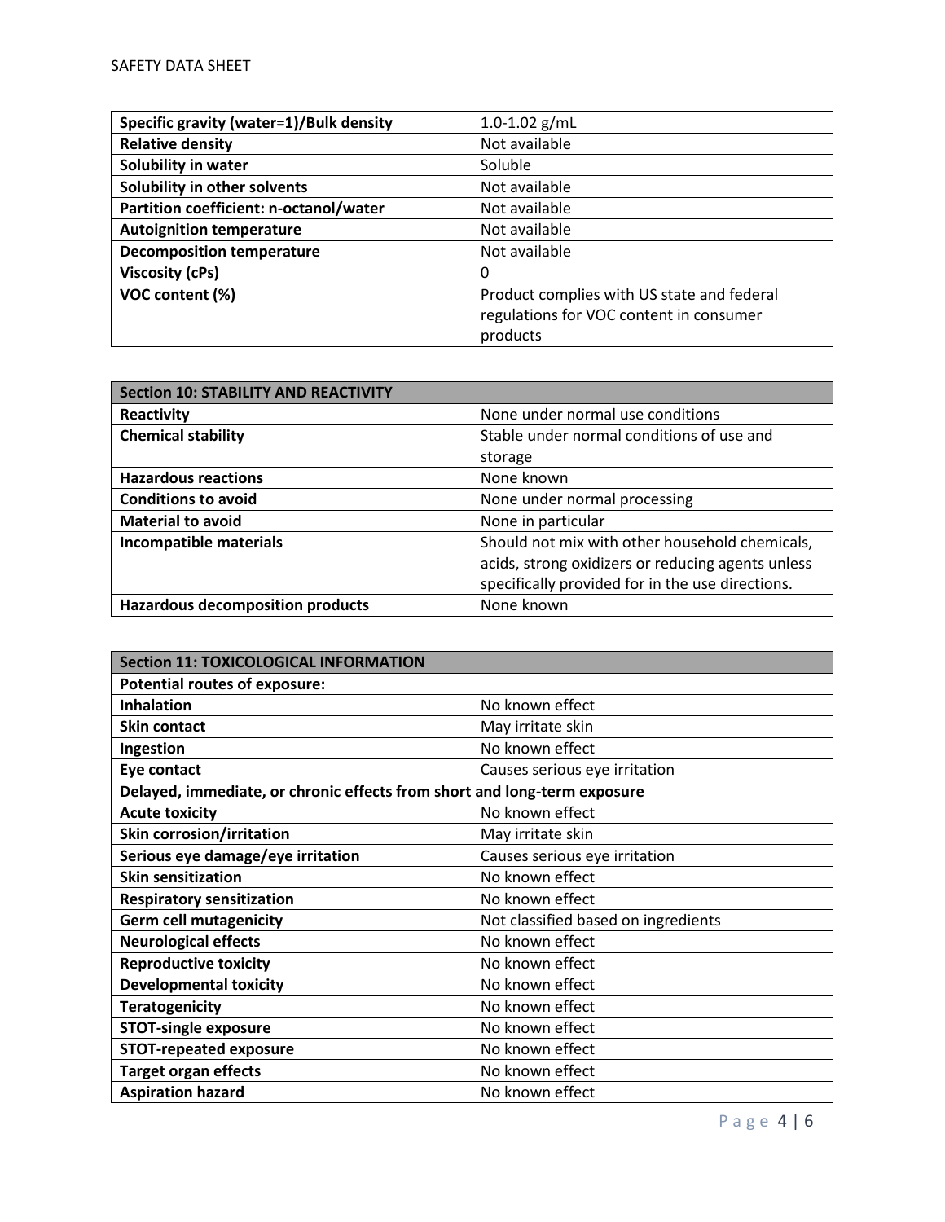| Specific gravity (water=1)/Bulk density | 1.0-1.02 g/mL |
| --- | --- |
| **Relative density** | Not available |
| **Solubility in water** | Soluble |
| **Solubility in other solvents** | Not available |
| **Partition coefficient: n-octanol/water** | Not available |
| **Autoignition temperature** | Not available |
| **Decomposition temperature** | Not available |
| **Viscosity (cPs)** | 0 |
| **VOC content (%)** | Product complies with US state and federal regulations for VOC content in consumer products |

| Section 10: STABILITY AND REACTIVITY | |
| --- | --- |
| **Reactivity** | None under normal use conditions |
| **Chemical stability** | Stable under normal conditions of use and storage |
| **Hazardous reactions** | None known |
| **Conditions to avoid** | None under normal processing |
| **Material to avoid** | None in particular |
| **Incompatible materials** | Should not mix with other household chemicals, acids, strong oxidizers or reducing agents unless specifically provided for in the use directions. |
| **Hazardous decomposition products** | None known |

| Section 11: TOXICOLOGICAL INFORMATION | |
| --- | --- |
| **Potential routes of exposure:** | |
| **Inhalation** | No known effect |
| **Skin contact** | May irritate skin |
| **Ingestion** | No known effect |
| **Eye contact** | Causes serious eye irritation |
| **Delayed, immediate, or chronic effects from short and long-term exposure** | |
| **Acute toxicity** | No known effect |
| **Skin corrosion/irritation** | May irritate skin |
| **Serious eye damage/eye irritation** | Causes serious eye irritation |
| **Skin sensitization** | No known effect |
| **Respiratory sensitization** | No known effect |
| **Germ cell mutagenicity** | Not classified based on ingredients |
| **Neurological effects** | No known effect |
| **Reproductive toxicity** | No known effect |
| **Developmental toxicity** | No known effect |
| **Teratogenicity** | No known effect |
| **STOT-single exposure** | No known effect |
| **STOT-repeated exposure** | No known effect |
| **Target organ effects** | No known effect |
| **Aspiration hazard** | No known effect |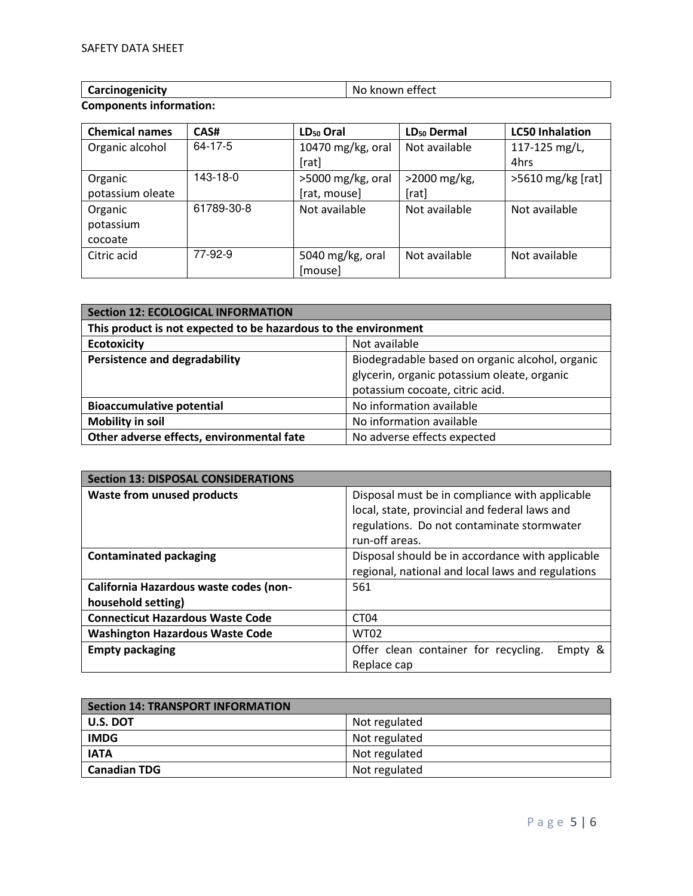| Carcinogenicity | No known effect |
|---|---|

**Components information:**

| Chemical names | CAS# | $LD_{50}$ Oral | $LD_{50}$ Dermal | LC50 Inhalation |
|---|---|---|---|---|
| Organic alcohol | 64-17-5 | 10470 mg/kg, oral [rat] | Not available | 117-125 mg/L, 4hrs |
| Organic potassium oleate | 143-18-0 | >5000 mg/kg, oral [rat, mouse] | >2000 mg/kg, [rat] | >5610 mg/kg [rat] |
| Organic potassium cocoate | 61789-30-8 | Not available | Not available | Not available |
| Citric acid | 77-92-9 | 5040 mg/kg, oral [mouse] | Not available | Not available |

| Section 12: ECOLOGICAL INFORMATION | |
|---|---|
| This product is not expected to be hazardous to the environment | |
| **Ecotoxicity** | Not available |
| **Persistence and degradability** | Biodegradable based on organic alcohol, organic glycerin, organic potassium oleate, organic potassium cocoate, citric acid. |
| **Bioaccumulative potential** | No information available |
| **Mobility in soil** | No information available |
| **Other adverse effects, environmental fate** | No adverse effects expected |

| Section 13: DISPOSAL CONSIDERATIONS | |
|---|---|
| **Waste from unused products** | Disposal must be in compliance with applicable local, state, provincial and federal laws and regulations. Do not contaminate stormwater run-off areas. |
| **Contaminated packaging** | Disposal should be in accordance with applicable regional, national and local laws and regulations |
| **California Hazardous waste codes (non-household setting)** | 561 |
| **Connecticut Hazardous Waste Code** | CT04 |
| **Washington Hazardous Waste Code** | WT02 |
| **Empty packaging** | Offer clean container for recycling. Empty & Replace cap |

| Section 14: TRANSPORT INFORMATION | |
|---|---|
| **U.S. DOT** | Not regulated |
| **IMDG** | Not regulated |
| **IATA** | Not regulated |
| **Canadian TDG** | Not regulated |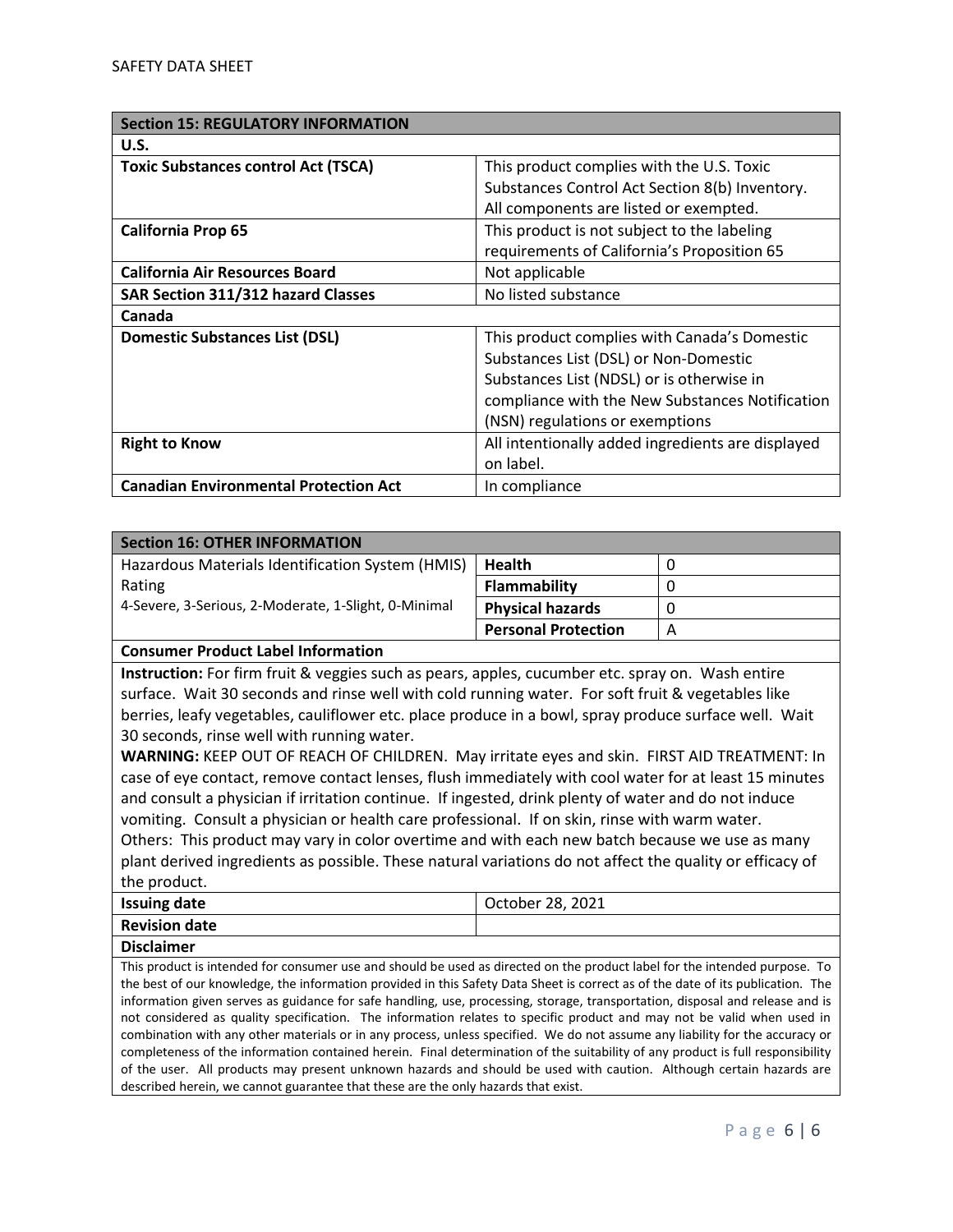| Section 15: REGULATORY INFORMATION | |
|---|---|
| **U.S.** | |
| **Toxic Substances control Act (TSCA)** | This product complies with the U.S. Toxic Substances Control Act Section 8(b) Inventory. All components are listed or exempted. |
| **California Prop 65** | This product is not subject to the labeling requirements of California's Proposition 65 |
| **California Air Resources Board** | Not applicable |
| **SAR Section 311/312 hazard Classes** | No listed substance |
| **Canada** | |
| **Domestic Substances List (DSL)** | This product complies with Canada's Domestic Substances List (DSL) or Non-Domestic Substances List (NDSL) or is otherwise in compliance with the New Substances Notification (NSN) regulations or exemptions |
| **Right to Know** | All intentionally added ingredients are displayed on label. |
| **Canadian Environmental Protection Act** | In compliance |

| Section 16: OTHER INFORMATION | | |
|---|---|---|
| Hazardous Materials Identification System (HMIS) Rating<br>4-Severe, 3-Serious, 2-Moderate, 1-Slight, 0-Minimal | **Health** | 0 |
| | **Flammability** | 0 |
| | **Physical hazards** | 0 |
| | **Personal Protection** | A |

**Consumer Product Label Information**

**Instruction:** For firm fruit & veggies such as pears, apples, cucumber etc. spray on. Wash entire surface. Wait 30 seconds and rinse well with cold running water. For soft fruit & vegetables like berries, leafy vegetables, cauliflower etc. place produce in a bowl, spray produce surface well. Wait 30 seconds, rinse well with running water.

**WARNING:** KEEP OUT OF REACH OF CHILDREN. May irritate eyes and skin. FIRST AID TREATMENT: In case of eye contact, remove contact lenses, flush immediately with cool water for at least 15 minutes and consult a physician if irritation continue. If ingested, drink plenty of water and do not induce vomiting. Consult a physician or health care professional. If on skin, rinse with warm water.

Others: This product may vary in color overtime and with each new batch because we use as many plant derived ingredients as possible. These natural variations do not affect the quality or efficacy of the product.

| | |
|---|---|
| **Issuing date** | October 28, 2021 |
| **Revision date** | |

**Disclaimer**

This product is intended for consumer use and should be used as directed on the product label for the intended purpose. To the best of our knowledge, the information provided in this Safety Data Sheet is correct as of the date of its publication. The information given serves as guidance for safe handling, use, processing, storage, transportation, disposal and release and is not considered as quality specification. The information relates to specific product and may not be valid when used in combination with any other materials or in any process, unless specified. We do not assume any liability for the accuracy or completeness of the information contained herein. Final determination of the suitability of any product is full responsibility of the user. All products may present unknown hazards and should be used with caution. Although certain hazards are described herein, we cannot guarantee that these are the only hazards that exist.